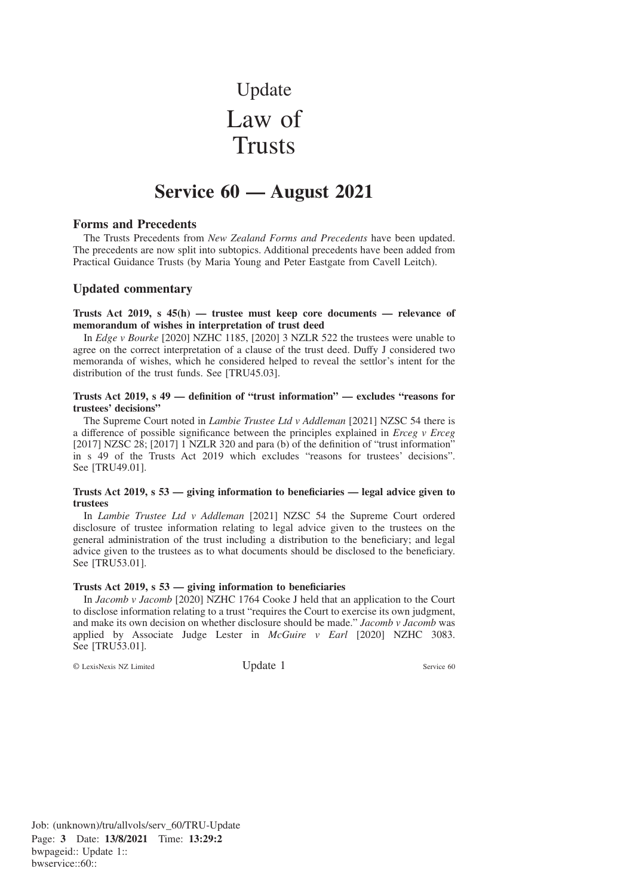# Update
# Law of Trusts

## Service 60 — August 2021

### Forms and Precedents

The Trusts Precedents from *New Zealand Forms and Precedents* have been updated. The precedents are now split into subtopics. Additional precedents have been added from Practical Guidance Trusts (by Maria Young and Peter Eastgate from Cavell Leitch).

### Updated commentary

**Trusts Act 2019, s 45(h) — trustee must keep core documents — relevance of memorandum of wishes in interpretation of trust deed**

In *Edge v Bourke* [2020] NZHC 1185, [2020] 3 NZLR 522 the trustees were unable to agree on the correct interpretation of a clause of the trust deed. Duffy J considered two memoranda of wishes, which he considered helped to reveal the settlor's intent for the distribution of the trust funds. See [TRU45.03].

**Trusts Act 2019, s 49 — definition of "trust information" — excludes "reasons for trustees' decisions"**

The Supreme Court noted in *Lambie Trustee Ltd v Addleman* [2021] NZSC 54 there is a difference of possible significance between the principles explained in *Erceg v Erceg* [2017] NZSC 28; [2017] 1 NZLR 320 and para (b) of the definition of "trust information" in s 49 of the Trusts Act 2019 which excludes "reasons for trustees' decisions". See [TRU49.01].

**Trusts Act 2019, s 53 — giving information to beneficiaries — legal advice given to trustees**

In *Lambie Trustee Ltd v Addleman* [2021] NZSC 54 the Supreme Court ordered disclosure of trustee information relating to legal advice given to the trustees on the general administration of the trust including a distribution to the beneficiary; and legal advice given to the trustees as to what documents should be disclosed to the beneficiary. See [TRU53.01].

**Trusts Act 2019, s 53 — giving information to beneficiaries**

In *Jacomb v Jacomb* [2020] NZHC 1764 Cooke J held that an application to the Court to disclose information relating to a trust "requires the Court to exercise its own judgment, and make its own decision on whether disclosure should be made." *Jacomb v Jacomb* was applied by Associate Judge Lester in *McGuire v Earl* [2020] NZHC 3083. See [TRU53.01].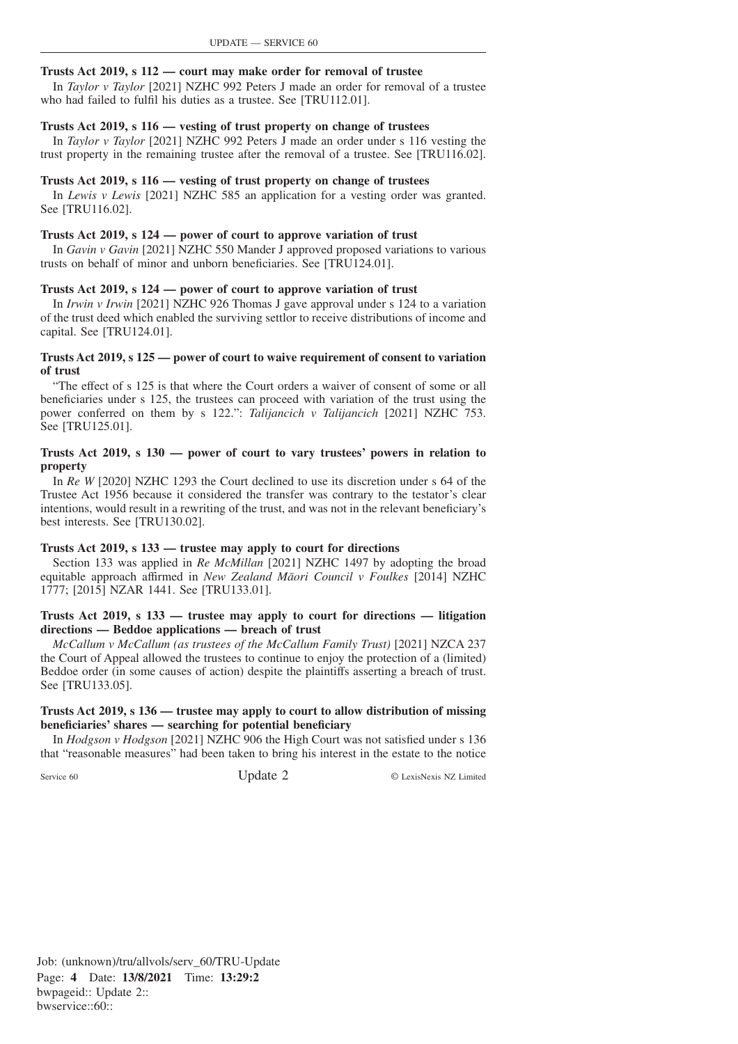**Trusts Act 2019, s 112 — court may make order for removal of trustee**

In *Taylor v Taylor* [2021] NZHC 992 Peters J made an order for removal of a trustee who had failed to fulfil his duties as a trustee. See [TRU112.01].

**Trusts Act 2019, s 116 — vesting of trust property on change of trustees**

In *Taylor v Taylor* [2021] NZHC 992 Peters J made an order under s 116 vesting the trust property in the remaining trustee after the removal of a trustee. See [TRU116.02].

**Trusts Act 2019, s 116 — vesting of trust property on change of trustees**

In *Lewis v Lewis* [2021] NZHC 585 an application for a vesting order was granted. See [TRU116.02].

**Trusts Act 2019, s 124 — power of court to approve variation of trust**

In *Gavin v Gavin* [2021] NZHC 550 Mander J approved proposed variations to various trusts on behalf of minor and unborn beneficiaries. See [TRU124.01].

**Trusts Act 2019, s 124 — power of court to approve variation of trust**

In *Irwin v Irwin* [2021] NZHC 926 Thomas J gave approval under s 124 to a variation of the trust deed which enabled the surviving settlor to receive distributions of income and capital. See [TRU124.01].

**Trusts Act 2019, s 125 — power of court to waive requirement of consent to variation of trust**

"The effect of s 125 is that where the Court orders a waiver of consent of some or all beneficiaries under s 125, the trustees can proceed with variation of the trust using the power conferred on them by s 122.": *Talijancich v Talijancich* [2021] NZHC 753. See [TRU125.01].

**Trusts Act 2019, s 130 — power of court to vary trustees' powers in relation to property**

In *Re W* [2020] NZHC 1293 the Court declined to use its discretion under s 64 of the Trustee Act 1956 because it considered the transfer was contrary to the testator's clear intentions, would result in a rewriting of the trust, and was not in the relevant beneficiary's best interests. See [TRU130.02].

**Trusts Act 2019, s 133 — trustee may apply to court for directions**

Section 133 was applied in *Re McMillan* [2021] NZHC 1497 by adopting the broad equitable approach affirmed in *New Zealand Māori Council v Foulkes* [2014] NZHC 1777; [2015] NZAR 1441. See [TRU133.01].

**Trusts Act 2019, s 133 — trustee may apply to court for directions — litigation directions — Beddoe applications — breach of trust**

*McCallum v McCallum (as trustees of the McCallum Family Trust)* [2021] NZCA 237 the Court of Appeal allowed the trustees to continue to enjoy the protection of a (limited) Beddoe order (in some causes of action) despite the plaintiffs asserting a breach of trust. See [TRU133.05].

**Trusts Act 2019, s 136 — trustee may apply to court to allow distribution of missing beneficiaries' shares — searching for potential beneficiary**

In *Hodgson v Hodgson* [2021] NZHC 906 the High Court was not satisfied under s 136 that "reasonable measures" had been taken to bring his interest in the estate to the notice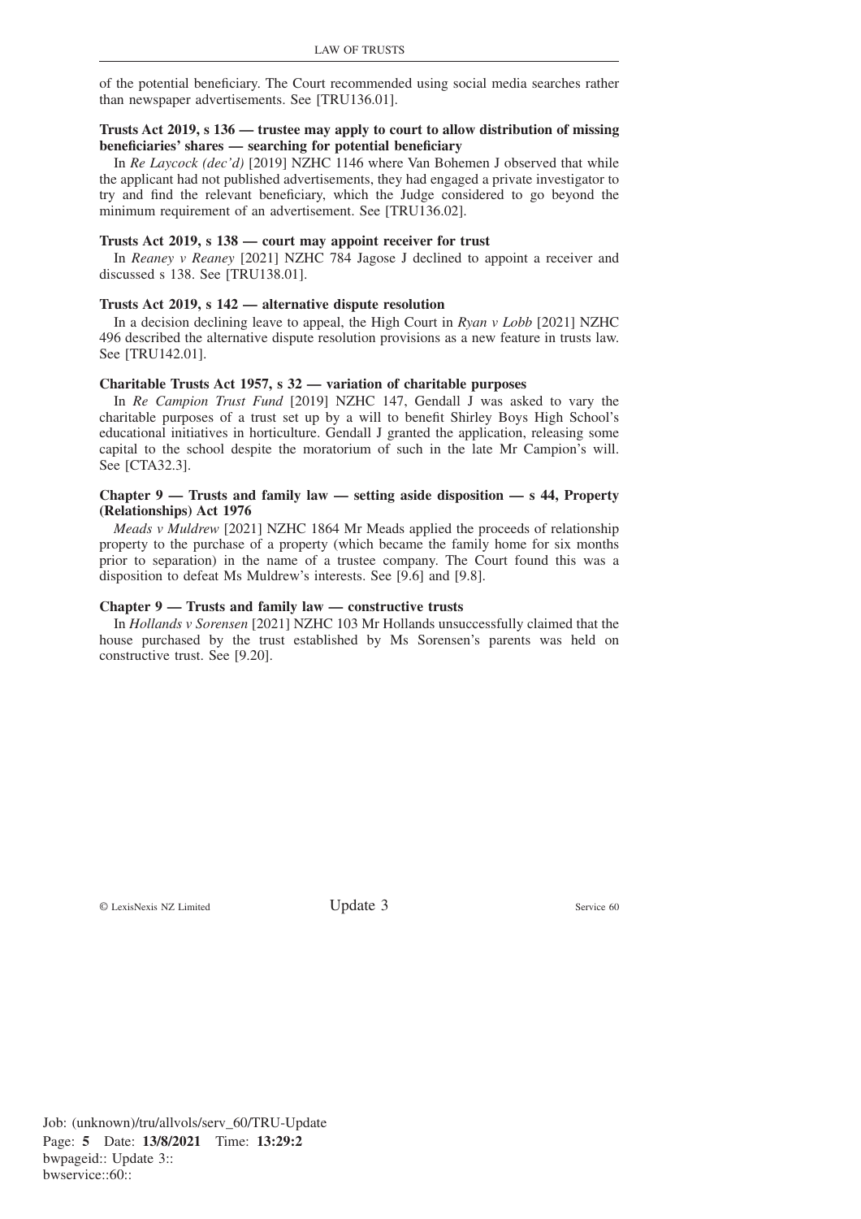of the potential beneficiary. The Court recommended using social media searches rather than newspaper advertisements. See [TRU136.01].

**Trusts Act 2019, s 136 — trustee may apply to court to allow distribution of missing beneficiaries' shares — searching for potential beneficiary**

In *Re Laycock (dec'd)* [2019] NZHC 1146 where Van Bohemen J observed that while the applicant had not published advertisements, they had engaged a private investigator to try and find the relevant beneficiary, which the Judge considered to go beyond the minimum requirement of an advertisement. See [TRU136.02].

**Trusts Act 2019, s 138 — court may appoint receiver for trust**

In *Reaney v Reaney* [2021] NZHC 784 Jagose J declined to appoint a receiver and discussed s 138. See [TRU138.01].

**Trusts Act 2019, s 142 — alternative dispute resolution**

In a decision declining leave to appeal, the High Court in *Ryan v Lobb* [2021] NZHC 496 described the alternative dispute resolution provisions as a new feature in trusts law. See [TRU142.01].

**Charitable Trusts Act 1957, s 32 — variation of charitable purposes**

In *Re Campion Trust Fund* [2019] NZHC 147, Gendall J was asked to vary the charitable purposes of a trust set up by a will to benefit Shirley Boys High School's educational initiatives in horticulture. Gendall J granted the application, releasing some capital to the school despite the moratorium of such in the late Mr Campion's will. See [CTA32.3].

**Chapter 9 — Trusts and family law — setting aside disposition — s 44, Property (Relationships) Act 1976**

*Meads v Muldrew* [2021] NZHC 1864 Mr Meads applied the proceeds of relationship property to the purchase of a property (which became the family home for six months prior to separation) in the name of a trustee company. The Court found this was a disposition to defeat Ms Muldrew's interests. See [9.6] and [9.8].

**Chapter 9 — Trusts and family law — constructive trusts**

In *Hollands v Sorensen* [2021] NZHC 103 Mr Hollands unsuccessfully claimed that the house purchased by the trust established by Ms Sorensen's parents was held on constructive trust. See [9.20].